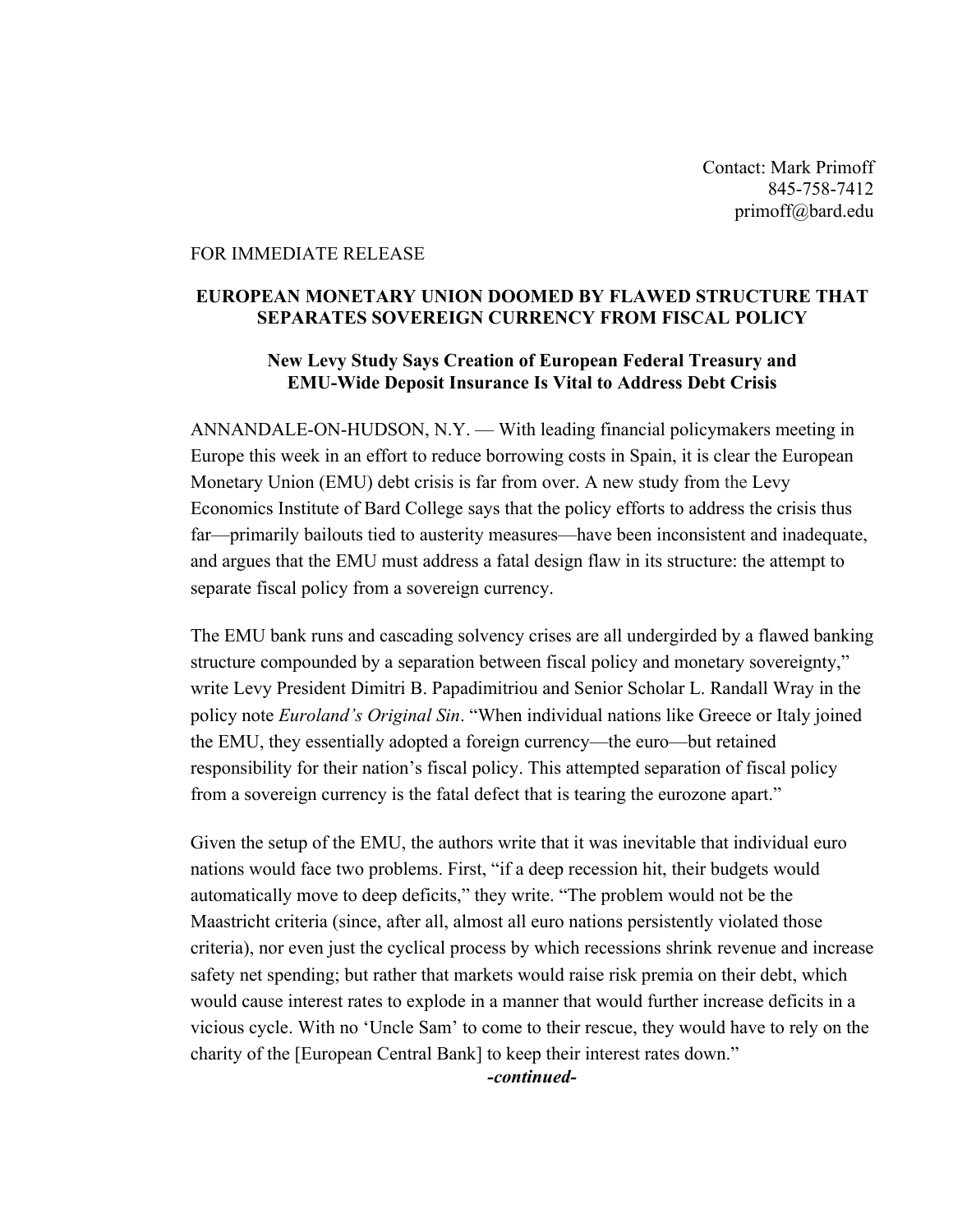Contact: Mark Primoff
845-758-7412
primoff@bard.edu

FOR IMMEDIATE RELEASE

**EUROPEAN MONETARY UNION DOOMED BY FLAWED STRUCTURE THAT SEPARATES SOVEREIGN CURRENCY FROM FISCAL POLICY**

**New Levy Study Says Creation of European Federal Treasury and EMU-Wide Deposit Insurance Is Vital to Address Debt Crisis**

ANNANDALE-ON-HUDSON, N.Y. — With leading financial policymakers meeting in Europe this week in an effort to reduce borrowing costs in Spain, it is clear the European Monetary Union (EMU) debt crisis is far from over. A new study from the Levy Economics Institute of Bard College says that the policy efforts to address the crisis thus far—primarily bailouts tied to austerity measures—have been inconsistent and inadequate, and argues that the EMU must address a fatal design flaw in its structure: the attempt to separate fiscal policy from a sovereign currency.

The EMU bank runs and cascading solvency crises are all undergirded by a flawed banking structure compounded by a separation between fiscal policy and monetary sovereignty," write Levy President Dimitri B. Papadimitriou and Senior Scholar L. Randall Wray in the policy note *Euroland's Original Sin*. "When individual nations like Greece or Italy joined the EMU, they essentially adopted a foreign currency—the euro—but retained responsibility for their nation's fiscal policy. This attempted separation of fiscal policy from a sovereign currency is the fatal defect that is tearing the eurozone apart."

Given the setup of the EMU, the authors write that it was inevitable that individual euro nations would face two problems. First, "if a deep recession hit, their budgets would automatically move to deep deficits," they write. "The problem would not be the Maastricht criteria (since, after all, almost all euro nations persistently violated those criteria), nor even just the cyclical process by which recessions shrink revenue and increase safety net spending; but rather that markets would raise risk premia on their debt, which would cause interest rates to explode in a manner that would further increase deficits in a vicious cycle. With no 'Uncle Sam' to come to their rescue, they would have to rely on the charity of the [European Central Bank] to keep their interest rates down."

***-continued-***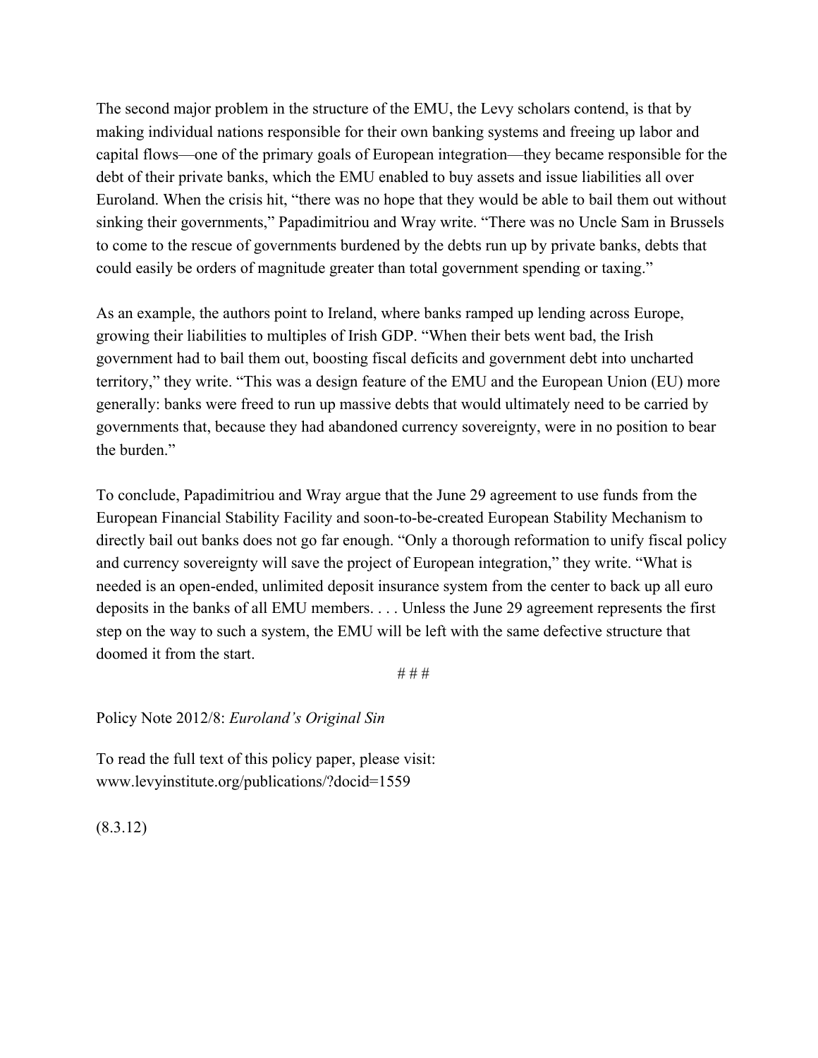The second major problem in the structure of the EMU, the Levy scholars contend, is that by making individual nations responsible for their own banking systems and freeing up labor and capital flows—one of the primary goals of European integration—they became responsible for the debt of their private banks, which the EMU enabled to buy assets and issue liabilities all over Euroland. When the crisis hit, "there was no hope that they would be able to bail them out without sinking their governments," Papadimitriou and Wray write. "There was no Uncle Sam in Brussels to come to the rescue of governments burdened by the debts run up by private banks, debts that could easily be orders of magnitude greater than total government spending or taxing."

As an example, the authors point to Ireland, where banks ramped up lending across Europe, growing their liabilities to multiples of Irish GDP. "When their bets went bad, the Irish government had to bail them out, boosting fiscal deficits and government debt into uncharted territory," they write. "This was a design feature of the EMU and the European Union (EU) more generally: banks were freed to run up massive debts that would ultimately need to be carried by governments that, because they had abandoned currency sovereignty, were in no position to bear the burden."

To conclude, Papadimitriou and Wray argue that the June 29 agreement to use funds from the European Financial Stability Facility and soon-to-be-created European Stability Mechanism to directly bail out banks does not go far enough. "Only a thorough reformation to unify fiscal policy and currency sovereignty will save the project of European integration," they write. "What is needed is an open-ended, unlimited deposit insurance system from the center to back up all euro deposits in the banks of all EMU members. . . . Unless the June 29 agreement represents the first step on the way to such a system, the EMU will be left with the same defective structure that doomed it from the start.

# # #

Policy Note 2012/8: *Euroland's Original Sin*

To read the full text of this policy paper, please visit:
www.levyinstitute.org/publications/?docid=1559

(8.3.12)